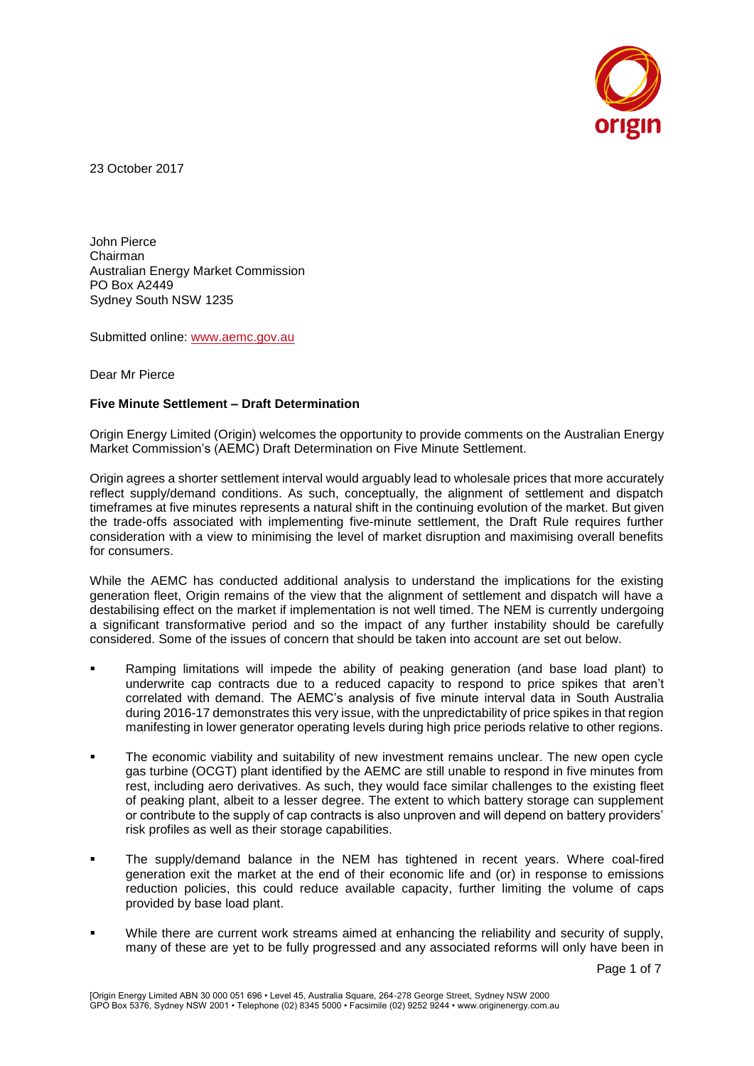23 October 2017

John Pierce
Chairman
Australian Energy Market Commission
PO Box A2449
Sydney South NSW 1235

Submitted online: www.aemc.gov.au

Dear Mr Pierce

**Five Minute Settlement – Draft Determination**

Origin Energy Limited (Origin) welcomes the opportunity to provide comments on the Australian Energy Market Commission's (AEMC) Draft Determination on Five Minute Settlement.

Origin agrees a shorter settlement interval would arguably lead to wholesale prices that more accurately reflect supply/demand conditions. As such, conceptually, the alignment of settlement and dispatch timeframes at five minutes represents a natural shift in the continuing evolution of the market. But given the trade-offs associated with implementing five-minute settlement, the Draft Rule requires further consideration with a view to minimising the level of market disruption and maximising overall benefits for consumers.

While the AEMC has conducted additional analysis to understand the implications for the existing generation fleet, Origin remains of the view that the alignment of settlement and dispatch will have a destabilising effect on the market if implementation is not well timed. The NEM is currently undergoing a significant transformative period and so the impact of any further instability should be carefully considered. Some of the issues of concern that should be taken into account are set out below.

- Ramping limitations will impede the ability of peaking generation (and base load plant) to underwrite cap contracts due to a reduced capacity to respond to price spikes that aren't correlated with demand. The AEMC's analysis of five minute interval data in South Australia during 2016-17 demonstrates this very issue, with the unpredictability of price spikes in that region manifesting in lower generator operating levels during high price periods relative to other regions.
- The economic viability and suitability of new investment remains unclear. The new open cycle gas turbine (OCGT) plant identified by the AEMC are still unable to respond in five minutes from rest, including aero derivatives. As such, they would face similar challenges to the existing fleet of peaking plant, albeit to a lesser degree. The extent to which battery storage can supplement or contribute to the supply of cap contracts is also unproven and will depend on battery providers' risk profiles as well as their storage capabilities.
- The supply/demand balance in the NEM has tightened in recent years. Where coal-fired generation exit the market at the end of their economic life and (or) in response to emissions reduction policies, this could reduce available capacity, further limiting the volume of caps provided by base load plant.
- While there are current work streams aimed at enhancing the reliability and security of supply, many of these are yet to be fully progressed and any associated reforms will only have been in

[Origin Energy Limited ABN 30 000 051 696 • Level 45, Australia Square, 264-278 George Street, Sydney NSW 2000
GPO Box 5376, Sydney NSW 2001 • Telephone (02) 8345 5000 • Facsimile (02) 9252 9244 • www.originenergy.com.au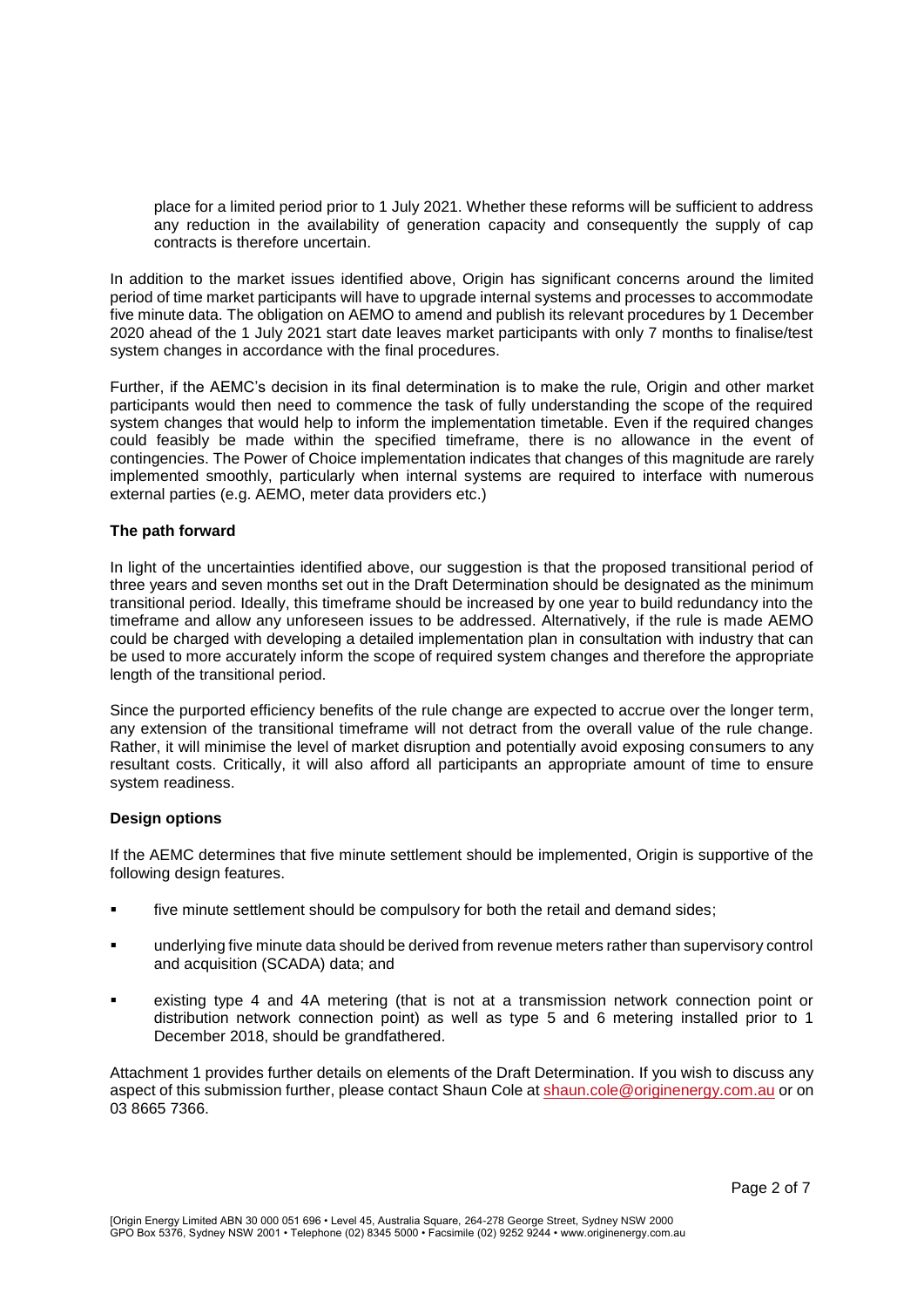place for a limited period prior to 1 July 2021. Whether these reforms will be sufficient to address any reduction in the availability of generation capacity and consequently the supply of cap contracts is therefore uncertain.

In addition to the market issues identified above, Origin has significant concerns around the limited period of time market participants will have to upgrade internal systems and processes to accommodate five minute data. The obligation on AEMO to amend and publish its relevant procedures by 1 December 2020 ahead of the 1 July 2021 start date leaves market participants with only 7 months to finalise/test system changes in accordance with the final procedures.

Further, if the AEMC's decision in its final determination is to make the rule, Origin and other market participants would then need to commence the task of fully understanding the scope of the required system changes that would help to inform the implementation timetable. Even if the required changes could feasibly be made within the specified timeframe, there is no allowance in the event of contingencies. The Power of Choice implementation indicates that changes of this magnitude are rarely implemented smoothly, particularly when internal systems are required to interface with numerous external parties (e.g. AEMO, meter data providers etc.)

**The path forward**

In light of the uncertainties identified above, our suggestion is that the proposed transitional period of three years and seven months set out in the Draft Determination should be designated as the minimum transitional period. Ideally, this timeframe should be increased by one year to build redundancy into the timeframe and allow any unforeseen issues to be addressed. Alternatively, if the rule is made AEMO could be charged with developing a detailed implementation plan in consultation with industry that can be used to more accurately inform the scope of required system changes and therefore the appropriate length of the transitional period.

Since the purported efficiency benefits of the rule change are expected to accrue over the longer term, any extension of the transitional timeframe will not detract from the overall value of the rule change. Rather, it will minimise the level of market disruption and potentially avoid exposing consumers to any resultant costs. Critically, it will also afford all participants an appropriate amount of time to ensure system readiness.

**Design options**

If the AEMC determines that five minute settlement should be implemented, Origin is supportive of the following design features.

- five minute settlement should be compulsory for both the retail and demand sides;
- underlying five minute data should be derived from revenue meters rather than supervisory control and acquisition (SCADA) data; and
- existing type 4 and 4A metering (that is not at a transmission network connection point or distribution network connection point) as well as type 5 and 6 metering installed prior to 1 December 2018, should be grandfathered.

Attachment 1 provides further details on elements of the Draft Determination. If you wish to discuss any aspect of this submission further, please contact Shaun Cole at shaun.cole@originenergy.com.au or on 03 8665 7366.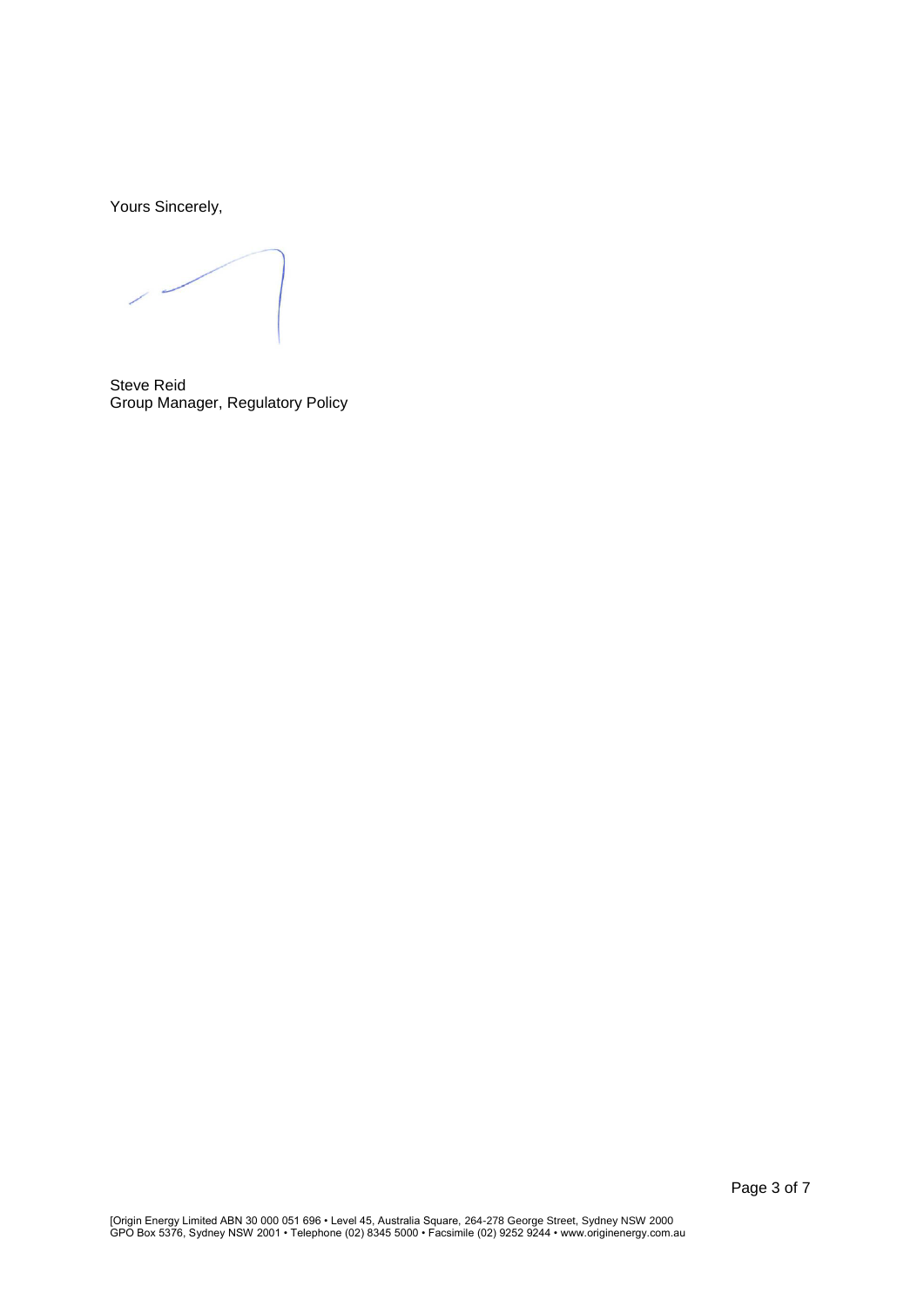Yours Sincerely,

Steve Reid
Group Manager, Regulatory Policy

[Origin Energy Limited ABN 30 000 051 696 • Level 45, Australia Square, 264-278 George Street, Sydney NSW 2000
GPO Box 5376, Sydney NSW 2001 • Telephone (02) 8345 5000 • Facsimile (02) 9252 9244 • www.originenergy.com.au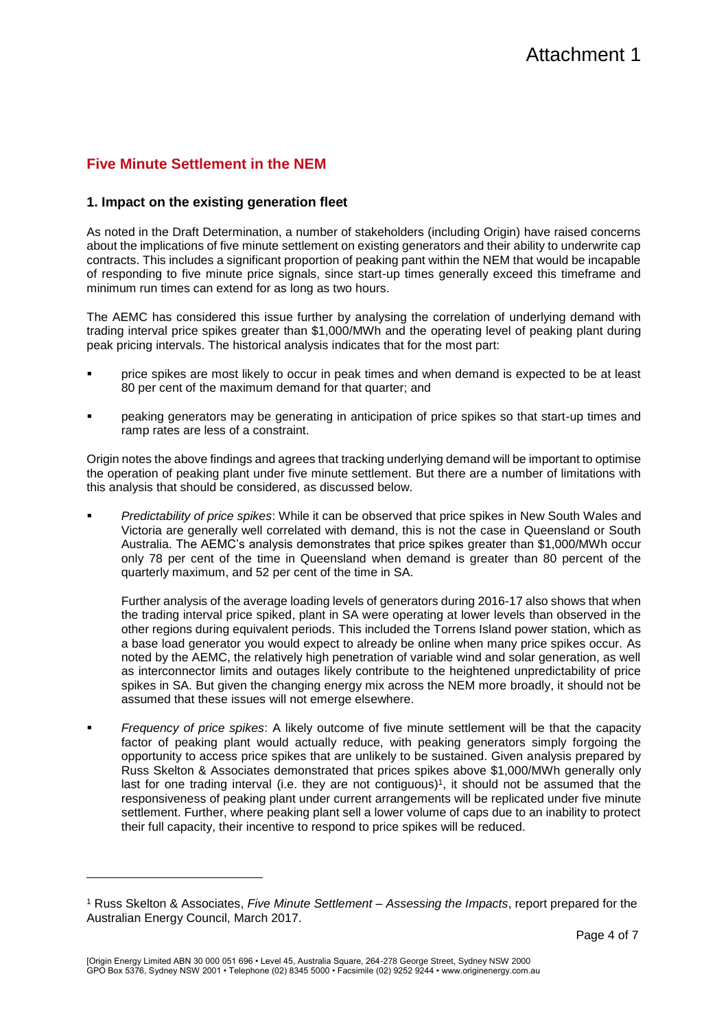# Attachment 1

## Five Minute Settlement in the NEM

### 1. Impact on the existing generation fleet

As noted in the Draft Determination, a number of stakeholders (including Origin) have raised concerns about the implications of five minute settlement on existing generators and their ability to underwrite cap contracts. This includes a significant proportion of peaking pant within the NEM that would be incapable of responding to five minute price signals, since start-up times generally exceed this timeframe and minimum run times can extend for as long as two hours.

The AEMC has considered this issue further by analysing the correlation of underlying demand with trading interval price spikes greater than $1,000/MWh and the operating level of peaking plant during peak pricing intervals. The historical analysis indicates that for the most part:

- price spikes are most likely to occur in peak times and when demand is expected to be at least 80 per cent of the maximum demand for that quarter; and
- peaking generators may be generating in anticipation of price spikes so that start-up times and ramp rates are less of a constraint.

Origin notes the above findings and agrees that tracking underlying demand will be important to optimise the operation of peaking plant under five minute settlement. But there are a number of limitations with this analysis that should be considered, as discussed below.

- *Predictability of price spikes*: While it can be observed that price spikes in New South Wales and Victoria are generally well correlated with demand, this is not the case in Queensland or South Australia. The AEMC's analysis demonstrates that price spikes greater than $1,000/MWh occur only 78 per cent of the time in Queensland when demand is greater than 80 percent of the quarterly maximum, and 52 per cent of the time in SA.

  Further analysis of the average loading levels of generators during 2016-17 also shows that when the trading interval price spiked, plant in SA were operating at lower levels than observed in the other regions during equivalent periods. This included the Torrens Island power station, which as a base load generator you would expect to already be online when many price spikes occur. As noted by the AEMC, the relatively high penetration of variable wind and solar generation, as well as interconnector limits and outages likely contribute to the heightened unpredictability of price spikes in SA. But given the changing energy mix across the NEM more broadly, it should not be assumed that these issues will not emerge elsewhere.

- *Frequency of price spikes*: A likely outcome of five minute settlement will be that the capacity factor of peaking plant would actually reduce, with peaking generators simply forgoing the opportunity to access price spikes that are unlikely to be sustained. Given analysis prepared by Russ Skelton & Associates demonstrated that prices spikes above $1,000/MWh generally only last for one trading interval (i.e. they are not contiguous)[1], it should not be assumed that the responsiveness of peaking plant under current arrangements will be replicated under five minute settlement. Further, where peaking plant sell a lower volume of caps due to an inability to protect their full capacity, their incentive to respond to price spikes will be reduced.

---

[1] Russ Skelton & Associates, *Five Minute Settlement – Assessing the Impacts*, report prepared for the Australian Energy Council, March 2017.

[Origin Energy Limited ABN 30 000 051 696 • Level 45, Australia Square, 264-278 George Street, Sydney NSW 2000
GPO Box 5376, Sydney NSW 2001 • Telephone (02) 8345 5000 • Facsimile (02) 9252 9244 • www.originenergy.com.au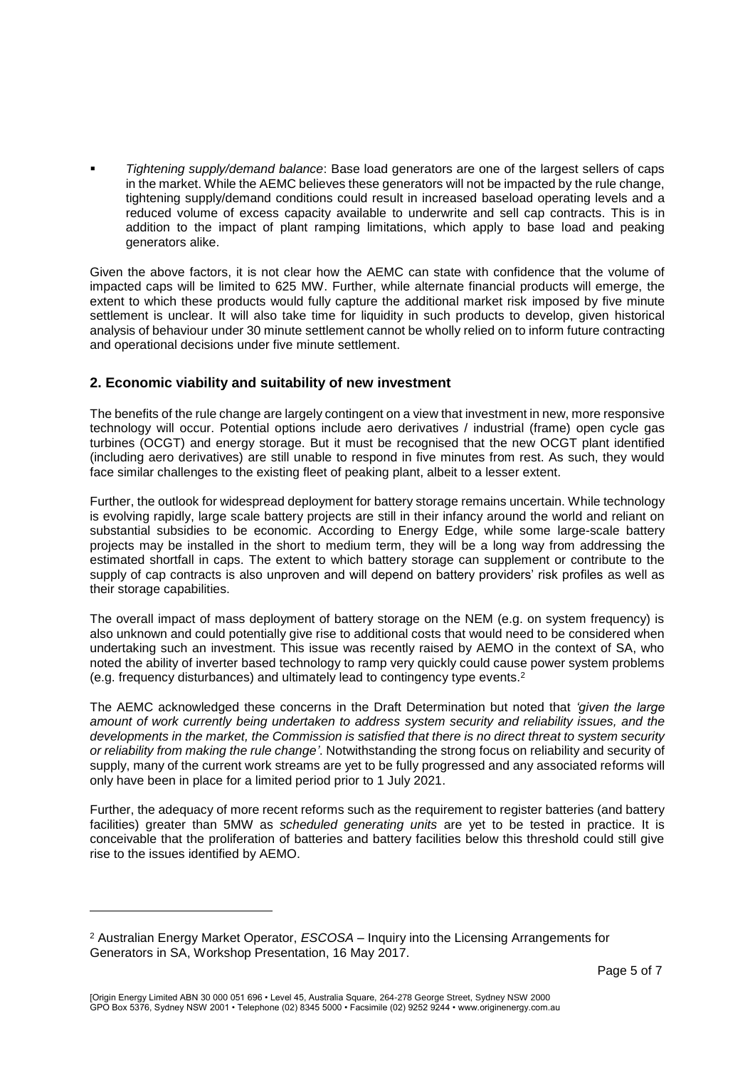- *Tightening supply/demand balance*: Base load generators are one of the largest sellers of caps in the market. While the AEMC believes these generators will not be impacted by the rule change, tightening supply/demand conditions could result in increased baseload operating levels and a reduced volume of excess capacity available to underwrite and sell cap contracts. This is in addition to the impact of plant ramping limitations, which apply to base load and peaking generators alike.

Given the above factors, it is not clear how the AEMC can state with confidence that the volume of impacted caps will be limited to 625 MW. Further, while alternate financial products will emerge, the extent to which these products would fully capture the additional market risk imposed by five minute settlement is unclear. It will also take time for liquidity in such products to develop, given historical analysis of behaviour under 30 minute settlement cannot be wholly relied on to inform future contracting and operational decisions under five minute settlement.

## 2. Economic viability and suitability of new investment

The benefits of the rule change are largely contingent on a view that investment in new, more responsive technology will occur. Potential options include aero derivatives / industrial (frame) open cycle gas turbines (OCGT) and energy storage. But it must be recognised that the new OCGT plant identified (including aero derivatives) are still unable to respond in five minutes from rest. As such, they would face similar challenges to the existing fleet of peaking plant, albeit to a lesser extent.

Further, the outlook for widespread deployment for battery storage remains uncertain. While technology is evolving rapidly, large scale battery projects are still in their infancy around the world and reliant on substantial subsidies to be economic. According to Energy Edge, while some large-scale battery projects may be installed in the short to medium term, they will be a long way from addressing the estimated shortfall in caps. The extent to which battery storage can supplement or contribute to the supply of cap contracts is also unproven and will depend on battery providers' risk profiles as well as their storage capabilities.

The overall impact of mass deployment of battery storage on the NEM (e.g. on system frequency) is also unknown and could potentially give rise to additional costs that would need to be considered when undertaking such an investment. This issue was recently raised by AEMO in the context of SA, who noted the ability of inverter based technology to ramp very quickly could cause power system problems (e.g. frequency disturbances) and ultimately lead to contingency type events.[2]

The AEMC acknowledged these concerns in the Draft Determination but noted that *'given the large amount of work currently being undertaken to address system security and reliability issues, and the developments in the market, the Commission is satisfied that there is no direct threat to system security or reliability from making the rule change'*. Notwithstanding the strong focus on reliability and security of supply, many of the current work streams are yet to be fully progressed and any associated reforms will only have been in place for a limited period prior to 1 July 2021.

Further, the adequacy of more recent reforms such as the requirement to register batteries (and battery facilities) greater than 5MW as *scheduled generating units* are yet to be tested in practice. It is conceivable that the proliferation of batteries and battery facilities below this threshold could still give rise to the issues identified by AEMO.

---

[2] Australian Energy Market Operator, *ESCOSA* – Inquiry into the Licensing Arrangements for Generators in SA, Workshop Presentation, 16 May 2017.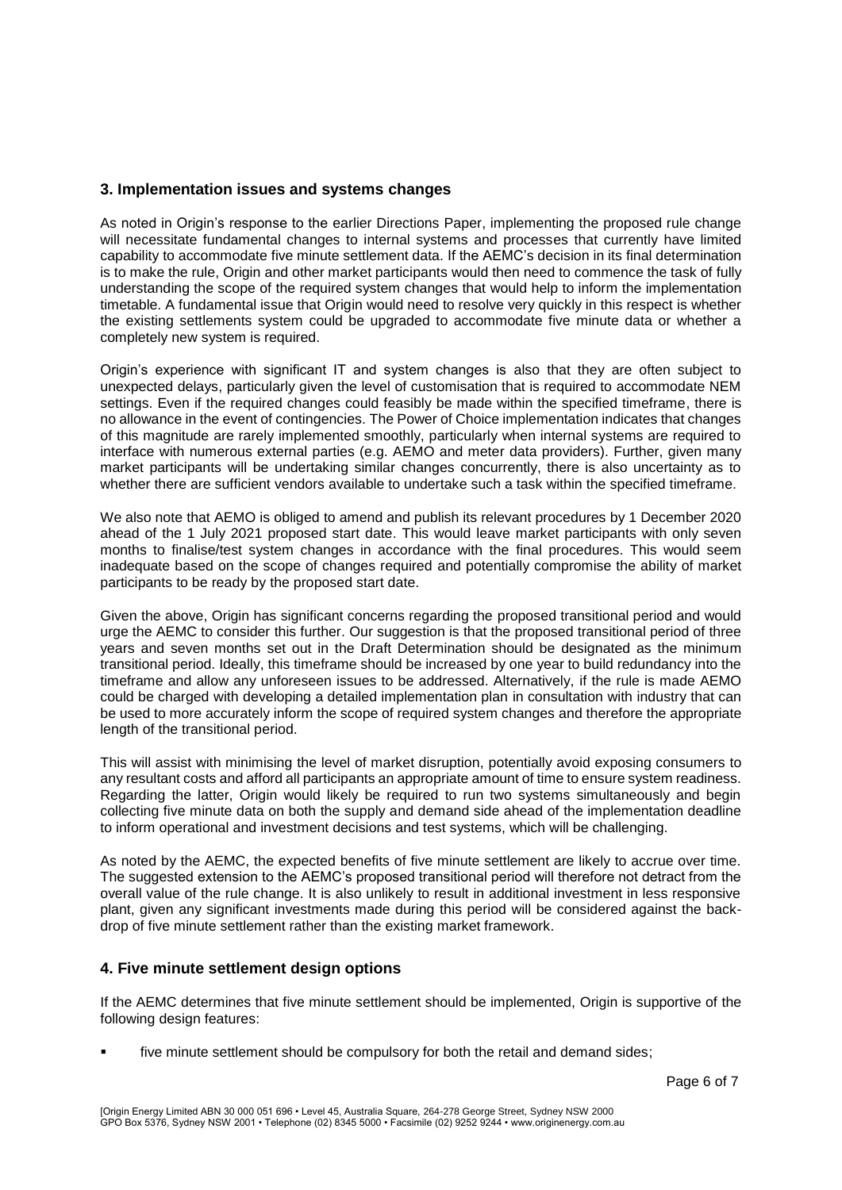## 3. Implementation issues and systems changes

As noted in Origin's response to the earlier Directions Paper, implementing the proposed rule change will necessitate fundamental changes to internal systems and processes that currently have limited capability to accommodate five minute settlement data. If the AEMC's decision in its final determination is to make the rule, Origin and other market participants would then need to commence the task of fully understanding the scope of the required system changes that would help to inform the implementation timetable. A fundamental issue that Origin would need to resolve very quickly in this respect is whether the existing settlements system could be upgraded to accommodate five minute data or whether a completely new system is required.

Origin's experience with significant IT and system changes is also that they are often subject to unexpected delays, particularly given the level of customisation that is required to accommodate NEM settings. Even if the required changes could feasibly be made within the specified timeframe, there is no allowance in the event of contingencies. The Power of Choice implementation indicates that changes of this magnitude are rarely implemented smoothly, particularly when internal systems are required to interface with numerous external parties (e.g. AEMO and meter data providers). Further, given many market participants will be undertaking similar changes concurrently, there is also uncertainty as to whether there are sufficient vendors available to undertake such a task within the specified timeframe.

We also note that AEMO is obliged to amend and publish its relevant procedures by 1 December 2020 ahead of the 1 July 2021 proposed start date. This would leave market participants with only seven months to finalise/test system changes in accordance with the final procedures. This would seem inadequate based on the scope of changes required and potentially compromise the ability of market participants to be ready by the proposed start date.

Given the above, Origin has significant concerns regarding the proposed transitional period and would urge the AEMC to consider this further. Our suggestion is that the proposed transitional period of three years and seven months set out in the Draft Determination should be designated as the minimum transitional period. Ideally, this timeframe should be increased by one year to build redundancy into the timeframe and allow any unforeseen issues to be addressed. Alternatively, if the rule is made AEMO could be charged with developing a detailed implementation plan in consultation with industry that can be used to more accurately inform the scope of required system changes and therefore the appropriate length of the transitional period.

This will assist with minimising the level of market disruption, potentially avoid exposing consumers to any resultant costs and afford all participants an appropriate amount of time to ensure system readiness. Regarding the latter, Origin would likely be required to run two systems simultaneously and begin collecting five minute data on both the supply and demand side ahead of the implementation deadline to inform operational and investment decisions and test systems, which will be challenging.

As noted by the AEMC, the expected benefits of five minute settlement are likely to accrue over time. The suggested extension to the AEMC's proposed transitional period will therefore not detract from the overall value of the rule change. It is also unlikely to result in additional investment in less responsive plant, given any significant investments made during this period will be considered against the back-drop of five minute settlement rather than the existing market framework.

## 4. Five minute settlement design options

If the AEMC determines that five minute settlement should be implemented, Origin is supportive of the following design features:

- five minute settlement should be compulsory for both the retail and demand sides;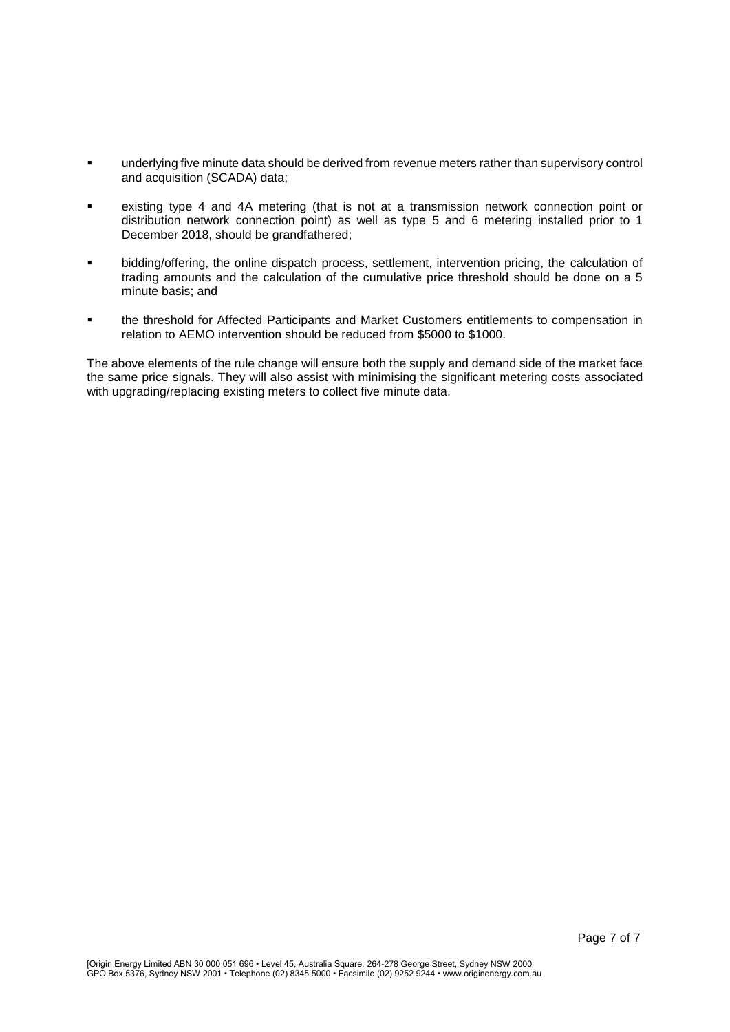- underlying five minute data should be derived from revenue meters rather than supervisory control and acquisition (SCADA) data;
- existing type 4 and 4A metering (that is not at a transmission network connection point or distribution network connection point) as well as type 5 and 6 metering installed prior to 1 December 2018, should be grandfathered;
- bidding/offering, the online dispatch process, settlement, intervention pricing, the calculation of trading amounts and the calculation of the cumulative price threshold should be done on a 5 minute basis; and
- the threshold for Affected Participants and Market Customers entitlements to compensation in relation to AEMO intervention should be reduced from $5000 to $1000.

The above elements of the rule change will ensure both the supply and demand side of the market face the same price signals. They will also assist with minimising the significant metering costs associated with upgrading/replacing existing meters to collect five minute data.